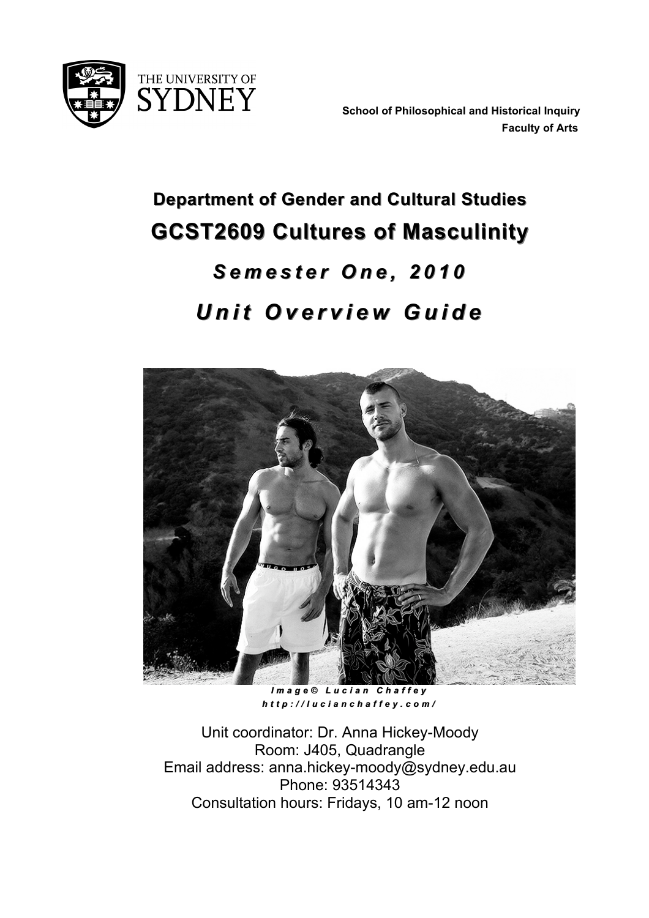THE UNIVERSITY OF SYDNEY

**School of Philosophical and Historical Inquiry**
**Faculty of Arts**

## Department of Gender and Cultural Studies

# GCST2609 Cultures of Masculinity

## *Semester One, 2010*

## *Unit Overview Guide*

***Image© Lucian Chaffey***
***http://lucianchaffey.com/***

Unit coordinator: Dr. Anna Hickey-Moody
Room: J405, Quadrangle
Email address: anna.hickey-moody@sydney.edu.au
Phone: 93514343
Consultation hours: Fridays, 10 am-12 noon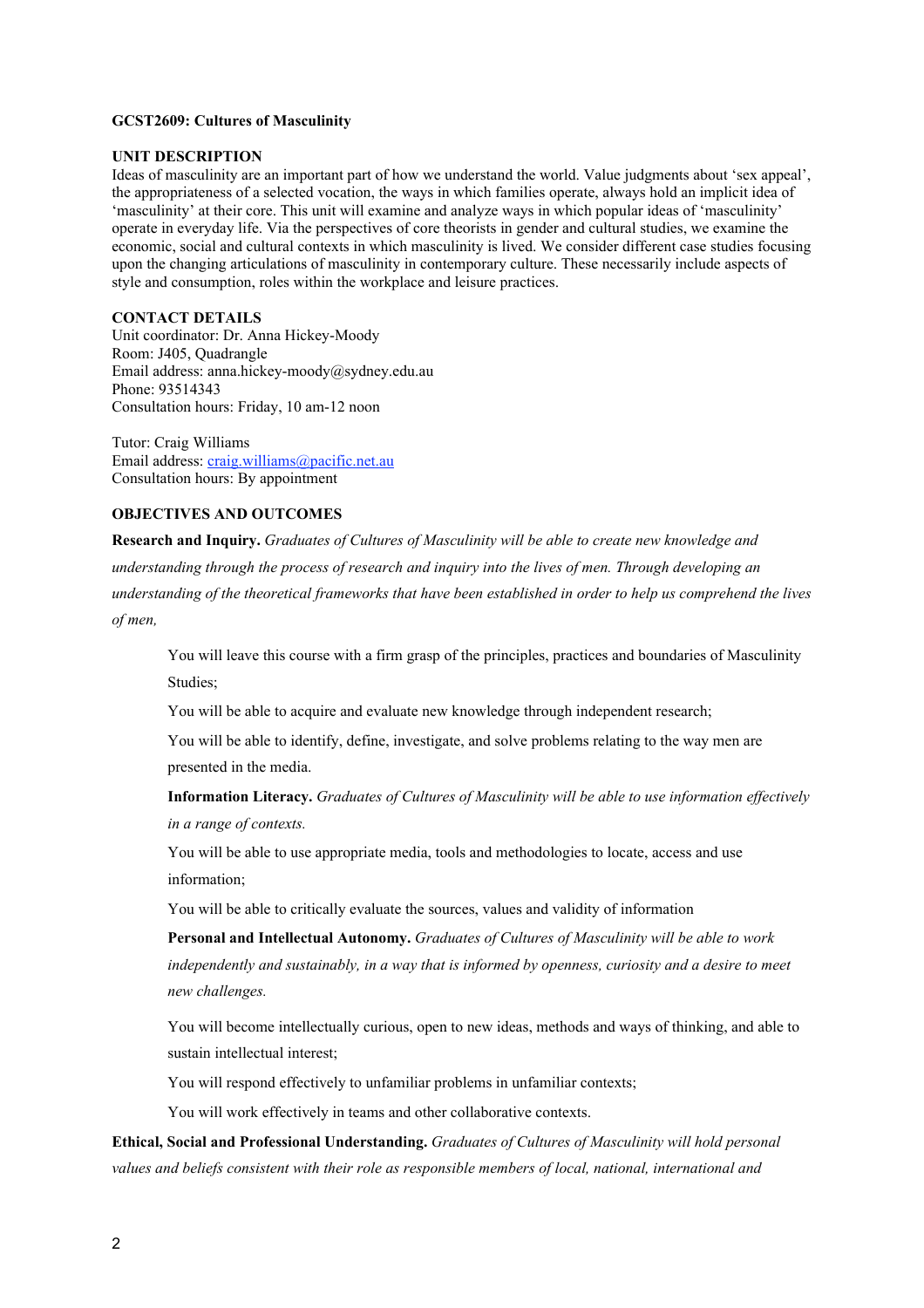**GCST2609: Cultures of Masculinity**

**UNIT DESCRIPTION**

Ideas of masculinity are an important part of how we understand the world. Value judgments about 'sex appeal', the appropriateness of a selected vocation, the ways in which families operate, always hold an implicit idea of 'masculinity' at their core. This unit will examine and analyze ways in which popular ideas of 'masculinity' operate in everyday life. Via the perspectives of core theorists in gender and cultural studies, we examine the economic, social and cultural contexts in which masculinity is lived. We consider different case studies focusing upon the changing articulations of masculinity in contemporary culture. These necessarily include aspects of style and consumption, roles within the workplace and leisure practices.

**CONTACT DETAILS**

Unit coordinator: Dr. Anna Hickey-Moody
Room: J405, Quadrangle
Email address: anna.hickey-moody@sydney.edu.au
Phone: 93514343
Consultation hours: Friday, 10 am-12 noon

Tutor: Craig Williams
Email address: craig.williams@pacific.net.au
Consultation hours: By appointment

**OBJECTIVES AND OUTCOMES**

**Research and Inquiry.** *Graduates of Cultures of Masculinity will be able to create new knowledge and understanding through the process of research and inquiry into the lives of men. Through developing an understanding of the theoretical frameworks that have been established in order to help us comprehend the lives of men,*

> You will leave this course with a firm grasp of the principles, practices and boundaries of Masculinity Studies;
>
> You will be able to acquire and evaluate new knowledge through independent research;
>
> You will be able to identify, define, investigate, and solve problems relating to the way men are presented in the media.
>
> **Information Literacy.** *Graduates of Cultures of Masculinity will be able to use information effectively in a range of contexts.*
>
> You will be able to use appropriate media, tools and methodologies to locate, access and use information;
>
> You will be able to critically evaluate the sources, values and validity of information
>
> **Personal and Intellectual Autonomy.** *Graduates of Cultures of Masculinity will be able to work independently and sustainably, in a way that is informed by openness, curiosity and a desire to meet new challenges.*
>
> You will become intellectually curious, open to new ideas, methods and ways of thinking, and able to sustain intellectual interest;
>
> You will respond effectively to unfamiliar problems in unfamiliar contexts;
>
> You will work effectively in teams and other collaborative contexts.

**Ethical, Social and Professional Understanding.** *Graduates of Cultures of Masculinity will hold personal values and beliefs consistent with their role as responsible members of local, national, international and*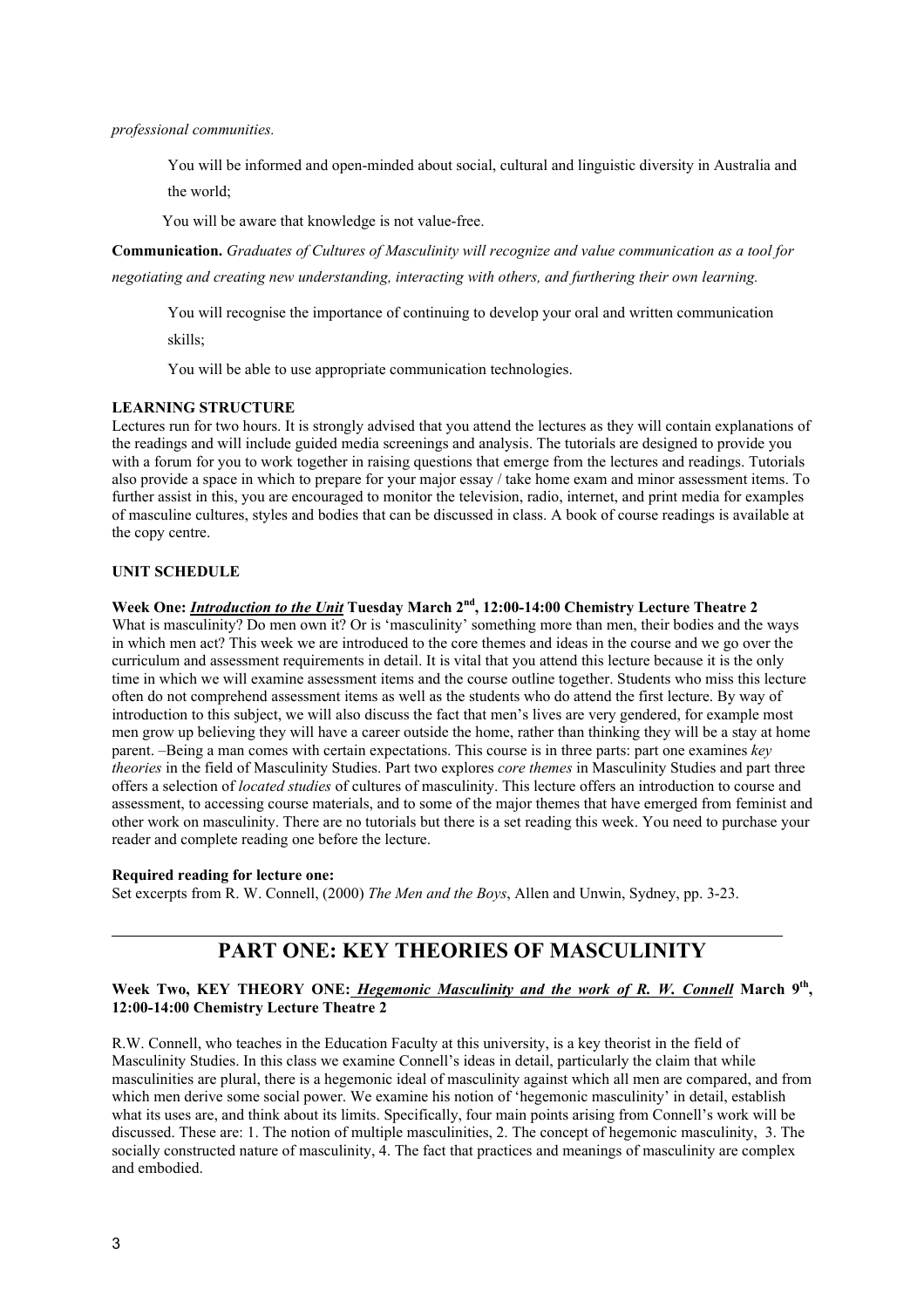*professional communities.*

You will be informed and open-minded about social, cultural and linguistic diversity in Australia and the world;

You will be aware that knowledge is not value-free.

**Communication.** *Graduates of Cultures of Masculinity will recognize and value communication as a tool for negotiating and creating new understanding, interacting with others, and furthering their own learning.*

You will recognise the importance of continuing to develop your oral and written communication skills;

You will be able to use appropriate communication technologies.

**LEARNING STRUCTURE**

Lectures run for two hours. It is strongly advised that you attend the lectures as they will contain explanations of the readings and will include guided media screenings and analysis. The tutorials are designed to provide you with a forum for you to work together in raising questions that emerge from the lectures and readings. Tutorials also provide a space in which to prepare for your major essay / take home exam and minor assessment items. To further assist in this, you are encouraged to monitor the television, radio, internet, and print media for examples of masculine cultures, styles and bodies that can be discussed in class. A book of course readings is available at the copy centre.

**UNIT SCHEDULE**

**Week One: _Introduction to the Unit_ Tuesday March 2nd, 12:00-14:00 Chemistry Lecture Theatre 2**

What is masculinity? Do men own it? Or is 'masculinity' something more than men, their bodies and the ways in which men act? This week we are introduced to the core themes and ideas in the course and we go over the curriculum and assessment requirements in detail. It is vital that you attend this lecture because it is the only time in which we will examine assessment items and the course outline together. Students who miss this lecture often do not comprehend assessment items as well as the students who do attend the first lecture. By way of introduction to this subject, we will also discuss the fact that men's lives are very gendered, for example most men grow up believing they will have a career outside the home, rather than thinking they will be a stay at home parent. –Being a man comes with certain expectations. This course is in three parts: part one examines *key theories* in the field of Masculinity Studies. Part two explores *core themes* in Masculinity Studies and part three offers a selection of *located studies* of cultures of masculinity. This lecture offers an introduction to course and assessment, to accessing course materials, and to some of the major themes that have emerged from feminist and other work on masculinity. There are no tutorials but there is a set reading this week. You need to purchase your reader and complete reading one before the lecture.

**Required reading for lecture one:**

Set excerpts from R. W. Connell, (2000) *The Men and the Boys*, Allen and Unwin, Sydney, pp. 3-23.

---

## PART ONE: KEY THEORIES OF MASCULINITY

**Week Two, KEY THEORY ONE: _Hegemonic Masculinity and the work of R. W. Connell_ March 9th, 12:00-14:00 Chemistry Lecture Theatre 2**

R.W. Connell, who teaches in the Education Faculty at this university, is a key theorist in the field of Masculinity Studies. In this class we examine Connell's ideas in detail, particularly the claim that while masculinities are plural, there is a hegemonic ideal of masculinity against which all men are compared, and from which men derive some social power. We examine his notion of 'hegemonic masculinity' in detail, establish what its uses are, and think about its limits. Specifically, four main points arising from Connell's work will be discussed. These are: 1. The notion of multiple masculinities, 2. The concept of hegemonic masculinity, 3. The socially constructed nature of masculinity, 4. The fact that practices and meanings of masculinity are complex and embodied.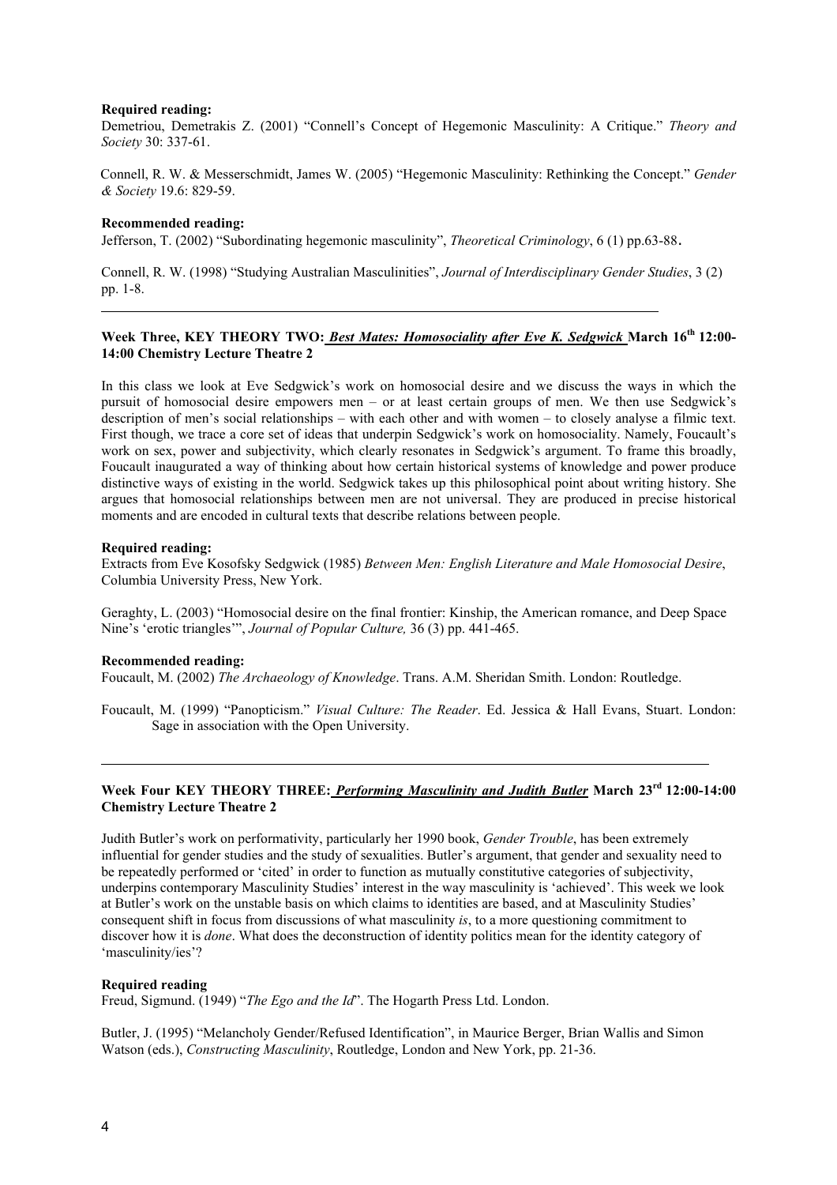**Required reading:**

Demetriou, Demetrakis Z. (2001) "Connell's Concept of Hegemonic Masculinity: A Critique." *Theory and Society* 30: 337-61.

Connell, R. W. & Messerschmidt, James W. (2005) "Hegemonic Masculinity: Rethinking the Concept." *Gender & Society* 19.6: 829-59.

**Recommended reading:**

Jefferson, T. (2002) "Subordinating hegemonic masculinity", *Theoretical Criminology*, 6 (1) pp.63-88.

Connell, R. W. (1998) "Studying Australian Masculinities", *Journal of Interdisciplinary Gender Studies*, 3 (2) pp. 1-8.

---

**Week Three, KEY THEORY TWO: *Best Mates: Homosociality after Eve K. Sedgwick* March 16th 12:00-14:00 Chemistry Lecture Theatre 2**

In this class we look at Eve Sedgwick's work on homosocial desire and we discuss the ways in which the pursuit of homosocial desire empowers men – or at least certain groups of men. We then use Sedgwick's description of men's social relationships – with each other and with women – to closely analyse a filmic text. First though, we trace a core set of ideas that underpin Sedgwick's work on homosociality. Namely, Foucault's work on sex, power and subjectivity, which clearly resonates in Sedgwick's argument. To frame this broadly, Foucault inaugurated a way of thinking about how certain historical systems of knowledge and power produce distinctive ways of existing in the world. Sedgwick takes up this philosophical point about writing history. She argues that homosocial relationships between men are not universal. They are produced in precise historical moments and are encoded in cultural texts that describe relations between people.

**Required reading:**

Extracts from Eve Kosofsky Sedgwick (1985) *Between Men: English Literature and Male Homosocial Desire*, Columbia University Press, New York.

Geraghty, L. (2003) "Homosocial desire on the final frontier: Kinship, the American romance, and Deep Space Nine's 'erotic triangles'", *Journal of Popular Culture,* 36 (3) pp. 441-465.

**Recommended reading:**

Foucault, M. (2002) *The Archaeology of Knowledge*. Trans. A.M. Sheridan Smith. London: Routledge.

Foucault, M. (1999) "Panopticism." *Visual Culture: The Reader*. Ed. Jessica & Hall Evans, Stuart. London: Sage in association with the Open University.

---

**Week Four KEY THEORY THREE: *Performing Masculinity and Judith Butler* March 23rd 12:00-14:00 Chemistry Lecture Theatre 2**

Judith Butler's work on performativity, particularly her 1990 book, *Gender Trouble*, has been extremely influential for gender studies and the study of sexualities. Butler's argument, that gender and sexuality need to be repeatedly performed or 'cited' in order to function as mutually constitutive categories of subjectivity, underpins contemporary Masculinity Studies' interest in the way masculinity is 'achieved'. This week we look at Butler's work on the unstable basis on which claims to identities are based, and at Masculinity Studies' consequent shift in focus from discussions of what masculinity *is*, to a more questioning commitment to discover how it is *done*. What does the deconstruction of identity politics mean for the identity category of 'masculinity/ies'?

**Required reading**

Freud, Sigmund. (1949) "*The Ego and the Id*". The Hogarth Press Ltd. London.

Butler, J. (1995) "Melancholy Gender/Refused Identification", in Maurice Berger, Brian Wallis and Simon Watson (eds.), *Constructing Masculinity*, Routledge, London and New York, pp. 21-36.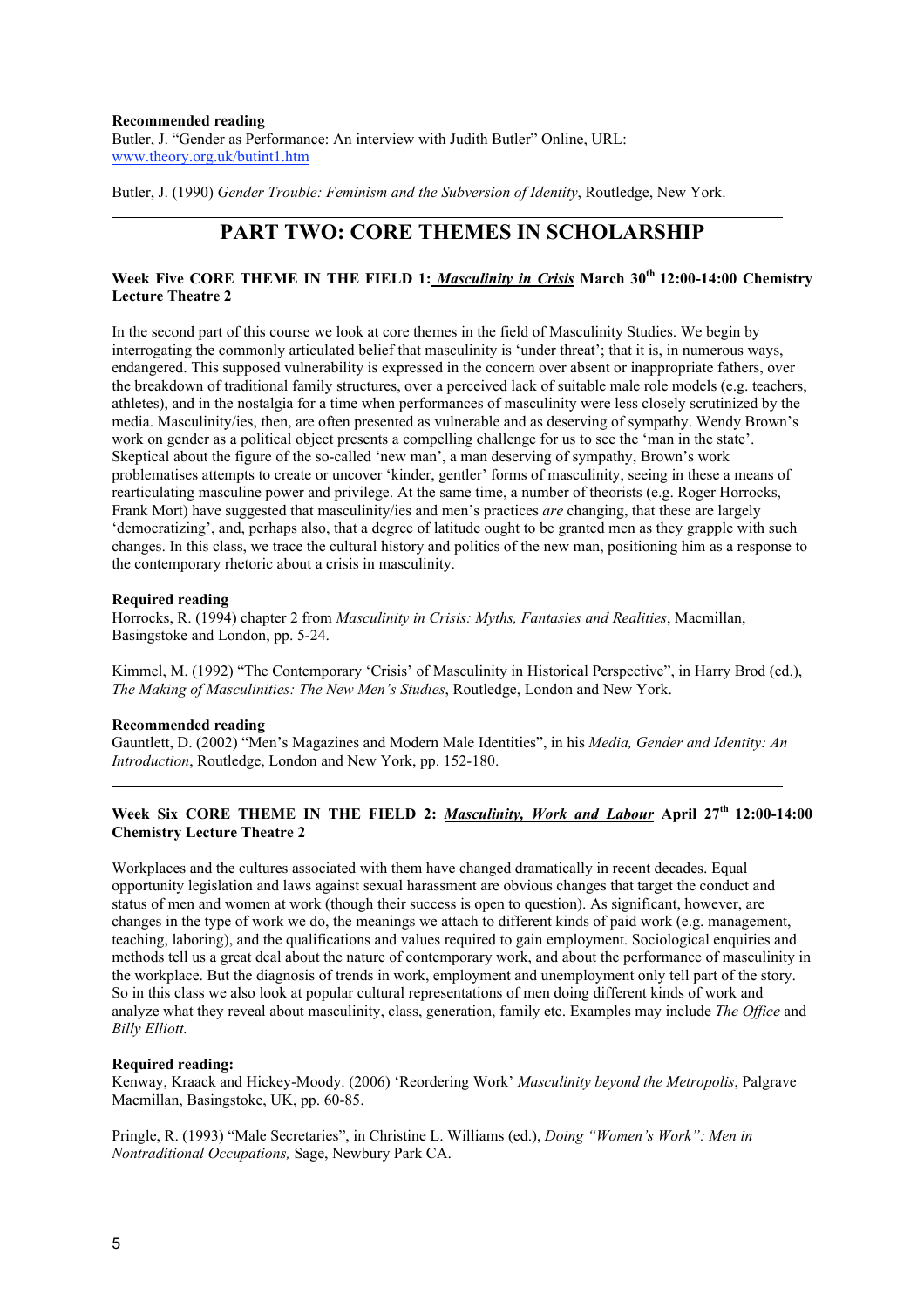**Recommended reading**

Butler, J. "Gender as Performance: An interview with Judith Butler" Online, URL: [www.theory.org.uk/butint1.htm](www.theory.org.uk/butint1.htm)

Butler, J. (1990) *Gender Trouble: Feminism and the Subversion of Identity*, Routledge, New York.

---

# PART TWO: CORE THEMES IN SCHOLARSHIP

### Week Five CORE THEME IN THE FIELD 1: *Masculinity in Crisis* March 30th 12:00-14:00 Chemistry Lecture Theatre 2

In the second part of this course we look at core themes in the field of Masculinity Studies. We begin by interrogating the commonly articulated belief that masculinity is 'under threat'; that it is, in numerous ways, endangered. This supposed vulnerability is expressed in the concern over absent or inappropriate fathers, over the breakdown of traditional family structures, over a perceived lack of suitable male role models (e.g. teachers, athletes), and in the nostalgia for a time when performances of masculinity were less closely scrutinized by the media. Masculinity/ies, then, are often presented as vulnerable and as deserving of sympathy. Wendy Brown's work on gender as a political object presents a compelling challenge for us to see the 'man in the state'. Skeptical about the figure of the so-called 'new man', a man deserving of sympathy, Brown's work problematises attempts to create or uncover 'kinder, gentler' forms of masculinity, seeing in these a means of rearticulating masculine power and privilege. At the same time, a number of theorists (e.g. Roger Horrocks, Frank Mort) have suggested that masculinity/ies and men's practices *are* changing, that these are largely 'democratizing', and, perhaps also, that a degree of latitude ought to be granted men as they grapple with such changes. In this class, we trace the cultural history and politics of the new man, positioning him as a response to the contemporary rhetoric about a crisis in masculinity.

**Required reading**

Horrocks, R. (1994) chapter 2 from *Masculinity in Crisis: Myths, Fantasies and Realities*, Macmillan, Basingstoke and London, pp. 5-24.

Kimmel, M. (1992) "The Contemporary 'Crisis' of Masculinity in Historical Perspective", in Harry Brod (ed.), *The Making of Masculinities: The New Men's Studies*, Routledge, London and New York.

**Recommended reading**

Gauntlett, D. (2002) "Men's Magazines and Modern Male Identities", in his *Media, Gender and Identity: An Introduction*, Routledge, London and New York, pp. 152-180.

---

### Week Six CORE THEME IN THE FIELD 2: *Masculinity, Work and Labour* April 27th 12:00-14:00 Chemistry Lecture Theatre 2

Workplaces and the cultures associated with them have changed dramatically in recent decades. Equal opportunity legislation and laws against sexual harassment are obvious changes that target the conduct and status of men and women at work (though their success is open to question). As significant, however, are changes in the type of work we do, the meanings we attach to different kinds of paid work (e.g. management, teaching, laboring), and the qualifications and values required to gain employment. Sociological enquiries and methods tell us a great deal about the nature of contemporary work, and about the performance of masculinity in the workplace. But the diagnosis of trends in work, employment and unemployment only tell part of the story. So in this class we also look at popular cultural representations of men doing different kinds of work and analyze what they reveal about masculinity, class, generation, family etc. Examples may include *The Office* and *Billy Elliott.*

**Required reading:**

Kenway, Kraack and Hickey-Moody. (2006) 'Reordering Work' *Masculinity beyond the Metropolis*, Palgrave Macmillan, Basingstoke, UK, pp. 60-85.

Pringle, R. (1993) "Male Secretaries", in Christine L. Williams (ed.), *Doing "Women's Work": Men in Nontraditional Occupations,* Sage, Newbury Park CA.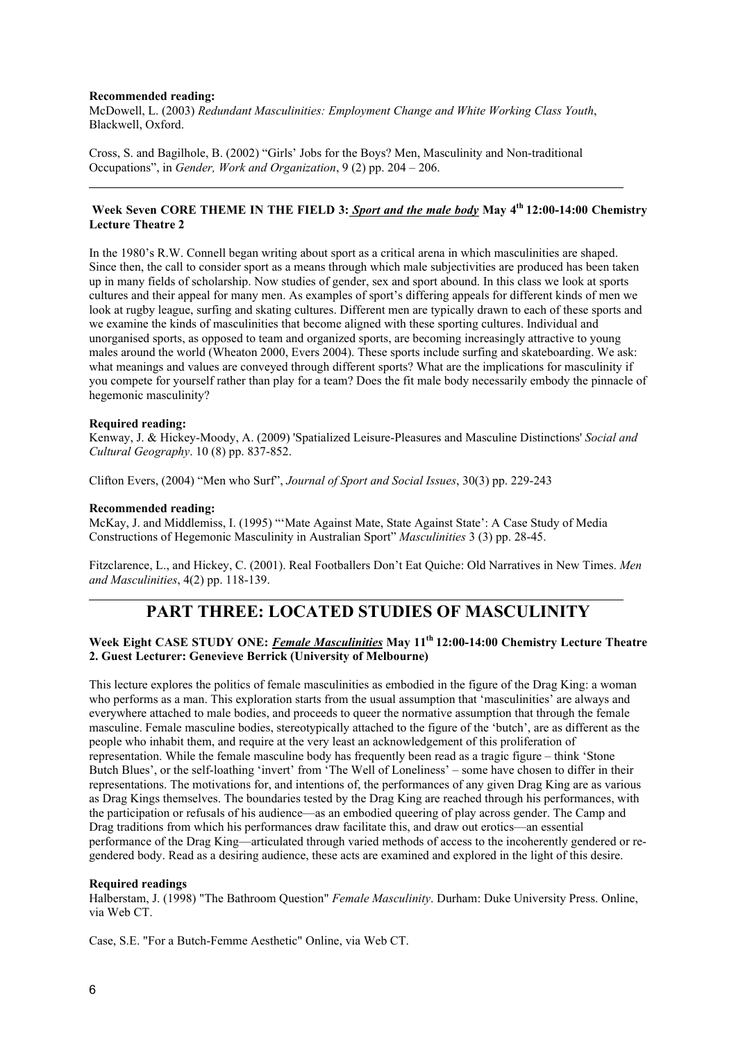**Recommended reading:**
McDowell, L. (2003) *Redundant Masculinities: Employment Change and White Working Class Youth*, Blackwell, Oxford.

Cross, S. and Bagilhole, B. (2002) "Girls' Jobs for the Boys? Men, Masculinity and Non-traditional Occupations", in *Gender, Work and Organization*, 9 (2) pp. 204 – 206.

---

**Week Seven CORE THEME IN THE FIELD 3: *Sport and the male body* May 4th 12:00-14:00 Chemistry Lecture Theatre 2**

In the 1980's R.W. Connell began writing about sport as a critical arena in which masculinities are shaped. Since then, the call to consider sport as a means through which male subjectivities are produced has been taken up in many fields of scholarship. Now studies of gender, sex and sport abound. In this class we look at sports cultures and their appeal for many men. As examples of sport's differing appeals for different kinds of men we look at rugby league, surfing and skating cultures. Different men are typically drawn to each of these sports and we examine the kinds of masculinities that become aligned with these sporting cultures. Individual and unorganised sports, as opposed to team and organized sports, are becoming increasingly attractive to young males around the world (Wheaton 2000, Evers 2004). These sports include surfing and skateboarding. We ask: what meanings and values are conveyed through different sports? What are the implications for masculinity if you compete for yourself rather than play for a team? Does the fit male body necessarily embody the pinnacle of hegemonic masculinity?

**Required reading:**
Kenway, J. & Hickey-Moody, A. (2009) 'Spatialized Leisure-Pleasures and Masculine Distinctions' *Social and Cultural Geography*. 10 (8) pp. 837-852.

Clifton Evers, (2004) "Men who Surf", *Journal of Sport and Social Issues*, 30(3) pp. 229-243

**Recommended reading:**
McKay, J. and Middlemiss, I. (1995) "'Mate Against Mate, State Against State': A Case Study of Media Constructions of Hegemonic Masculinity in Australian Sport" *Masculinities* 3 (3) pp. 28-45.

Fitzclarence, L., and Hickey, C. (2001). Real Footballers Don't Eat Quiche: Old Narratives in New Times. *Men and Masculinities*, 4(2) pp. 118-139.

---

# PART THREE: LOCATED STUDIES OF MASCULINITY

**Week Eight CASE STUDY ONE: *Female Masculinities* May 11th 12:00-14:00 Chemistry Lecture Theatre 2. Guest Lecturer: Genevieve Berrick (University of Melbourne)**

This lecture explores the politics of female masculinities as embodied in the figure of the Drag King: a woman who performs as a man. This exploration starts from the usual assumption that 'masculinities' are always and everywhere attached to male bodies, and proceeds to queer the normative assumption that through the female masculine. Female masculine bodies, stereotypically attached to the figure of the 'butch', are as different as the people who inhabit them, and require at the very least an acknowledgement of this proliferation of representation. While the female masculine body has frequently been read as a tragic figure – think 'Stone Butch Blues', or the self-loathing 'invert' from 'The Well of Loneliness' – some have chosen to differ in their representations. The motivations for, and intentions of, the performances of any given Drag King are as various as Drag Kings themselves. The boundaries tested by the Drag King are reached through his performances, with the participation or refusals of his audience—as an embodied queering of play across gender. The Camp and Drag traditions from which his performances draw facilitate this, and draw out erotics—an essential performance of the Drag King—articulated through varied methods of access to the incoherently gendered or re-gendered body. Read as a desiring audience, these acts are examined and explored in the light of this desire.

**Required readings**
Halberstam, J. (1998) "The Bathroom Question" *Female Masculinity*. Durham: Duke University Press. Online, via Web CT.

Case, S.E. "For a Butch-Femme Aesthetic" Online, via Web CT.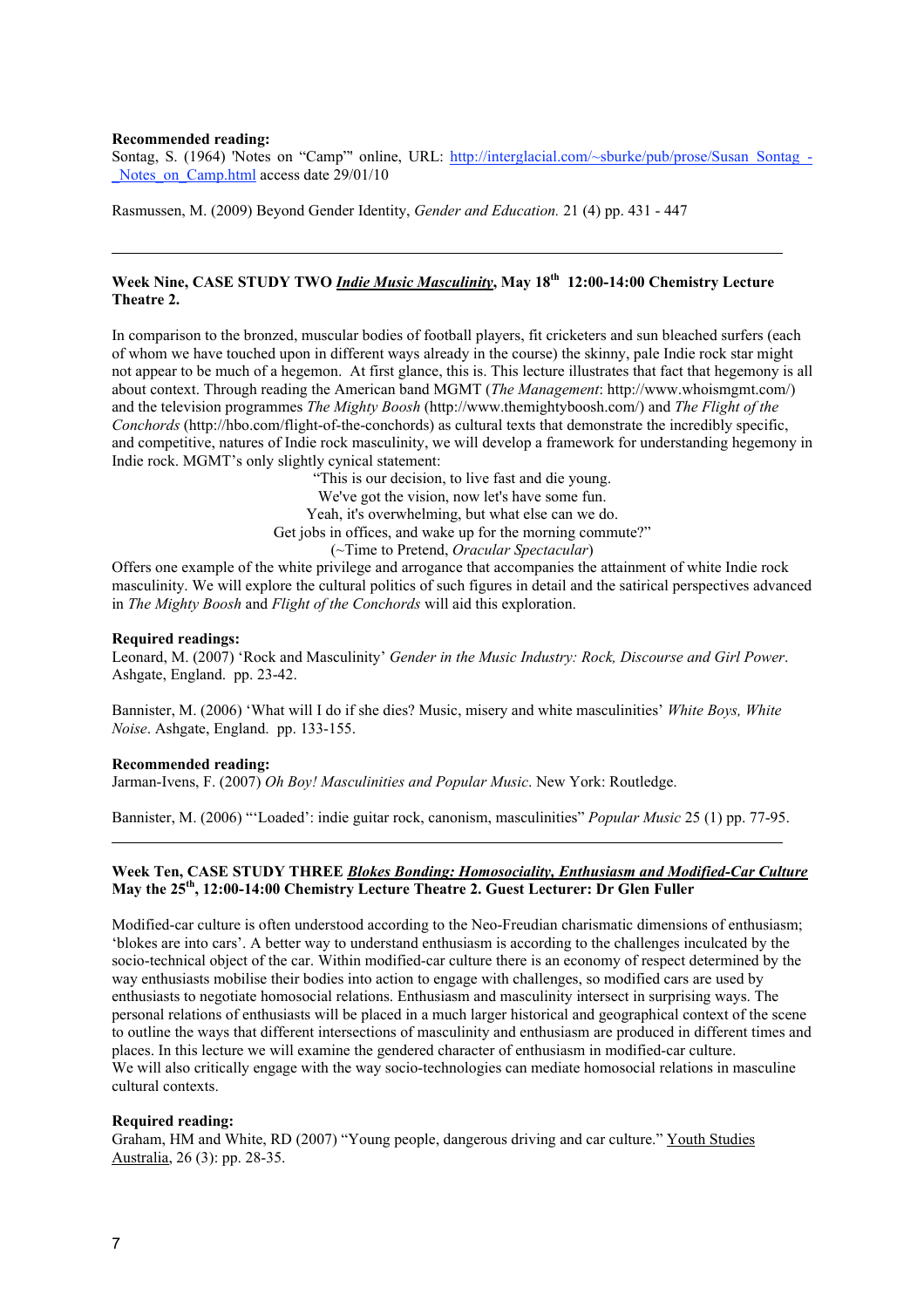**Recommended reading:**
Sontag, S. (1964) 'Notes on "Camp"' online, URL: [http://interglacial.com/~sburke/pub/prose/Susan_Sontag_-_Notes_on_Camp.html](http://interglacial.com/~sburke/pub/prose/Susan_Sontag_-_Notes_on_Camp.html) access date 29/01/10

Rasmussen, M. (2009) Beyond Gender Identity, *Gender and Education.* 21 (4) pp. 431 - 447

---

**Week Nine, CASE STUDY TWO *Indie Music Masculinity*, May 18th 12:00-14:00 Chemistry Lecture Theatre 2.**

In comparison to the bronzed, muscular bodies of football players, fit cricketers and sun bleached surfers (each of whom we have touched upon in different ways already in the course) the skinny, pale Indie rock star might not appear to be much of a hegemon. At first glance, this is. This lecture illustrates that fact that hegemony is all about context. Through reading the American band MGMT (*The Management*: http://www.whoismgmt.com/) and the television programmes *The Mighty Boosh* (http://www.themightyboosh.com/) and *The Flight of the Conchords* (http://hbo.com/flight-of-the-conchords) as cultural texts that demonstrate the incredibly specific, and competitive, natures of Indie rock masculinity, we will develop a framework for understanding hegemony in Indie rock. MGMT's only slightly cynical statement:

"This is our decision, to live fast and die young.
We've got the vision, now let's have some fun.
Yeah, it's overwhelming, but what else can we do.
Get jobs in offices, and wake up for the morning commute?"
(~Time to Pretend, *Oracular Spectacular*)

Offers one example of the white privilege and arrogance that accompanies the attainment of white Indie rock masculinity. We will explore the cultural politics of such figures in detail and the satirical perspectives advanced in *The Mighty Boosh* and *Flight of the Conchords* will aid this exploration.

**Required readings:**
Leonard, M. (2007) 'Rock and Masculinity' *Gender in the Music Industry: Rock, Discourse and Girl Power*. Ashgate, England. pp. 23-42.

Bannister, M. (2006) 'What will I do if she dies? Music, misery and white masculinities' *White Boys, White Noise*. Ashgate, England. pp. 133-155.

**Recommended reading:**
Jarman-Ivens, F. (2007) *Oh Boy! Masculinities and Popular Music*. New York: Routledge.

Bannister, M. (2006) "'Loaded': indie guitar rock, canonism, masculinities" *Popular Music* 25 (1) pp. 77-95.

---

**Week Ten, CASE STUDY THREE *Blokes Bonding: Homosociality, Enthusiasm and Modified-Car Culture* May the 25th, 12:00-14:00 Chemistry Lecture Theatre 2. Guest Lecturer: Dr Glen Fuller**

Modified-car culture is often understood according to the Neo-Freudian charismatic dimensions of enthusiasm; 'blokes are into cars'. A better way to understand enthusiasm is according to the challenges inculcated by the socio-technical object of the car. Within modified-car culture there is an economy of respect determined by the way enthusiasts mobilise their bodies into action to engage with challenges, so modified cars are used by enthusiasts to negotiate homosocial relations. Enthusiasm and masculinity intersect in surprising ways. The personal relations of enthusiasts will be placed in a much larger historical and geographical context of the scene to outline the ways that different intersections of masculinity and enthusiasm are produced in different times and places. In this lecture we will examine the gendered character of enthusiasm in modified-car culture.
We will also critically engage with the way socio-technologies can mediate homosocial relations in masculine cultural contexts.

**Required reading:**
Graham, HM and White, RD (2007) "Young people, dangerous driving and car culture." Youth Studies Australia, 26 (3): pp. 28-35.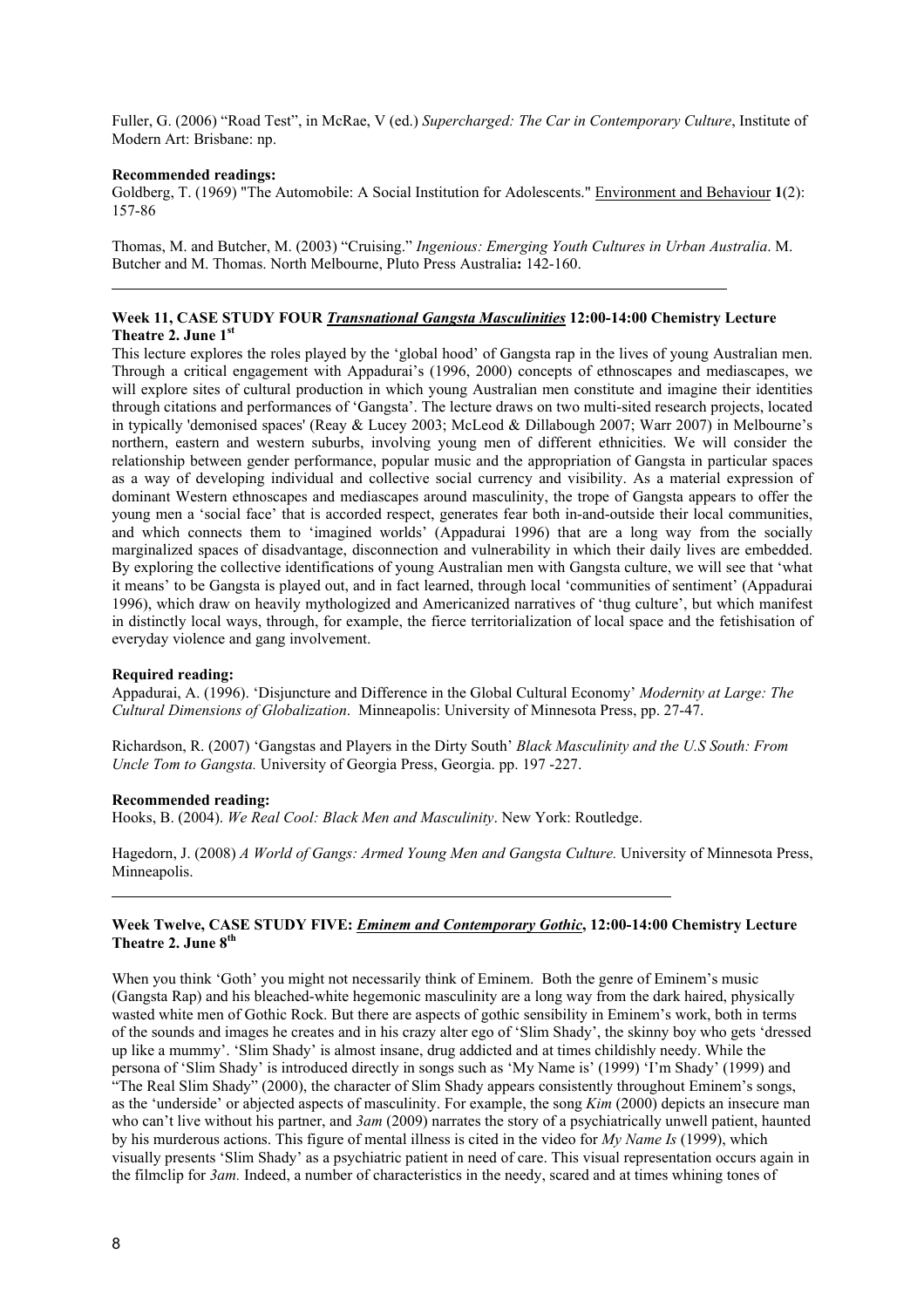Fuller, G. (2006) "Road Test", in McRae, V (ed.) *Supercharged: The Car in Contemporary Culture*, Institute of Modern Art: Brisbane: np.

**Recommended readings:**

Goldberg, T. (1969) "The Automobile: A Social Institution for Adolescents." Environment and Behaviour **1**(2): 157-86

Thomas, M. and Butcher, M. (2003) "Cruising." *Ingenious: Emerging Youth Cultures in Urban Australia*. M. Butcher and M. Thomas. North Melbourne, Pluto Press Australia**:** 142-160.

---

**Week 11, CASE STUDY FOUR *Transnational Gangsta Masculinities* 12:00-14:00 Chemistry Lecture Theatre 2. June 1st**

This lecture explores the roles played by the 'global hood' of Gangsta rap in the lives of young Australian men. Through a critical engagement with Appadurai's (1996, 2000) concepts of ethnoscapes and mediascapes, we will explore sites of cultural production in which young Australian men constitute and imagine their identities through citations and performances of 'Gangsta'. The lecture draws on two multi-sited research projects, located in typically 'demonised spaces' (Reay & Lucey 2003; McLeod & Dillabough 2007; Warr 2007) in Melbourne's northern, eastern and western suburbs, involving young men of different ethnicities. We will consider the relationship between gender performance, popular music and the appropriation of Gangsta in particular spaces as a way of developing individual and collective social currency and visibility. As a material expression of dominant Western ethnoscapes and mediascapes around masculinity, the trope of Gangsta appears to offer the young men a 'social face' that is accorded respect, generates fear both in-and-outside their local communities, and which connects them to 'imagined worlds' (Appadurai 1996) that are a long way from the socially marginalized spaces of disadvantage, disconnection and vulnerability in which their daily lives are embedded. By exploring the collective identifications of young Australian men with Gangsta culture, we will see that 'what it means' to be Gangsta is played out, and in fact learned, through local 'communities of sentiment' (Appadurai 1996), which draw on heavily mythologized and Americanized narratives of 'thug culture', but which manifest in distinctly local ways, through, for example, the fierce territorialization of local space and the fetishisation of everyday violence and gang involvement.

**Required reading:**

Appadurai, A. (1996). 'Disjuncture and Difference in the Global Cultural Economy' *Modernity at Large: The Cultural Dimensions of Globalization*. Minneapolis: University of Minnesota Press, pp. 27-47.

Richardson, R. (2007) 'Gangstas and Players in the Dirty South' *Black Masculinity and the U.S South: From Uncle Tom to Gangsta.* University of Georgia Press, Georgia. pp. 197 -227.

**Recommended reading:**

Hooks, B. (2004). *We Real Cool: Black Men and Masculinity*. New York: Routledge.

Hagedorn, J. (2008) *A World of Gangs: Armed Young Men and Gangsta Culture.* University of Minnesota Press, Minneapolis.

---

**Week Twelve, CASE STUDY FIVE: *Eminem and Contemporary Gothic*, 12:00-14:00 Chemistry Lecture Theatre 2. June 8th**

When you think 'Goth' you might not necessarily think of Eminem. Both the genre of Eminem's music (Gangsta Rap) and his bleached-white hegemonic masculinity are a long way from the dark haired, physically wasted white men of Gothic Rock. But there are aspects of gothic sensibility in Eminem's work, both in terms of the sounds and images he creates and in his crazy alter ego of 'Slim Shady', the skinny boy who gets 'dressed up like a mummy'. 'Slim Shady' is almost insane, drug addicted and at times childishly needy. While the persona of 'Slim Shady' is introduced directly in songs such as 'My Name is' (1999) 'I'm Shady' (1999) and "The Real Slim Shady" (2000), the character of Slim Shady appears consistently throughout Eminem's songs, as the 'underside' or abjected aspects of masculinity. For example, the song *Kim* (2000) depicts an insecure man who can't live without his partner, and *3am* (2009) narrates the story of a psychiatrically unwell patient, haunted by his murderous actions. This figure of mental illness is cited in the video for *My Name Is* (1999), which visually presents 'Slim Shady' as a psychiatric patient in need of care. This visual representation occurs again in the filmclip for *3am.* Indeed, a number of characteristics in the needy, scared and at times whining tones of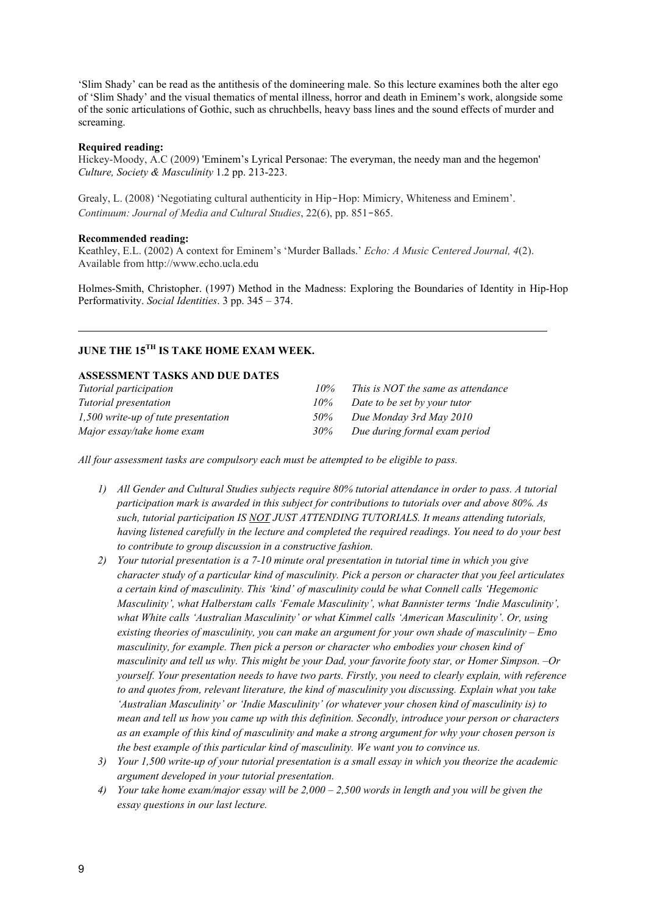'Slim Shady' can be read as the antithesis of the domineering male. So this lecture examines both the alter ego of 'Slim Shady' and the visual thematics of mental illness, horror and death in Eminem's work, alongside some of the sonic articulations of Gothic, such as chruchbells, heavy bass lines and the sound effects of murder and screaming.

**Required reading:**

Hickey-Moody, A.C (2009) 'Eminem's Lyrical Personae: The everyman, the needy man and the hegemon' *Culture, Society & Masculinity* 1.2 pp. 213-223.

Grealy, L. (2008) 'Negotiating cultural authenticity in Hip‑Hop: Mimicry, Whiteness and Eminem'. *Continuum: Journal of Media and Cultural Studies*, 22(6), pp. 851‑865.

**Recommended reading:**

Keathley, E.L. (2002) A context for Eminem's 'Murder Ballads.' *Echo: A Music Centered Journal, 4*(2). Available from http://www.echo.ucla.edu

Holmes-Smith, Christopher. (1997) Method in the Madness: Exploring the Boundaries of Identity in Hip-Hop Performativity. *Social Identities*. 3 pp. 345 – 374.

---

## JUNE THE 15TH IS TAKE HOME EXAM WEEK.

**ASSESSMENT TASKS AND DUE DATES**

| | | |
|---|---|---|
| *Tutorial participation* | *10%* | *This is NOT the same as attendance* |
| *Tutorial presentation* | *10%* | *Date to be set by your tutor* |
| *1,500 write-up of tute presentation* | *50%* | *Due Monday 3rd May 2010* |
| *Major essay/take home exam* | *30%* | *Due during formal exam period* |

*All four assessment tasks are compulsory each must be attempted to be eligible to pass.*

1) *All Gender and Cultural Studies subjects require 80% tutorial attendance in order to pass. A tutorial participation mark is awarded in this subject for contributions to tutorials over and above 80%. As such, tutorial participation IS NOT JUST ATTENDING TUTORIALS. It means attending tutorials, having listened carefully in the lecture and completed the required readings. You need to do your best to contribute to group discussion in a constructive fashion.*
2) *Your tutorial presentation is a 7-10 minute oral presentation in tutorial time in which you give character study of a particular kind of masculinity. Pick a person or character that you feel articulates a certain kind of masculinity. This 'kind' of masculinity could be what Connell calls 'Hegemonic Masculinity', what Halberstam calls 'Female Masculinity', what Bannister terms 'Indie Masculinity', what White calls 'Australian Masculinity' or what Kimmel calls 'American Masculinity'. Or, using existing theories of masculinity, you can make an argument for your own shade of masculinity – Emo masculinity, for example. Then pick a person or character who embodies your chosen kind of masculinity and tell us why. This might be your Dad, your favorite footy star, or Homer Simpson. –Or yourself. Your presentation needs to have two parts. Firstly, you need to clearly explain, with reference to and quotes from, relevant literature, the kind of masculinity you discussing. Explain what you take 'Australian Masculinity' or 'Indie Masculinity' (or whatever your chosen kind of masculinity is) to mean and tell us how you came up with this definition. Secondly, introduce your person or characters as an example of this kind of masculinity and make a strong argument for why your chosen person is the best example of this particular kind of masculinity. We want you to convince us.*
3) *Your 1,500 write-up of your tutorial presentation is a small essay in which you theorize the academic argument developed in your tutorial presentation.*
4) *Your take home exam/major essay will be 2,000 – 2,500 words in length and you will be given the essay questions in our last lecture.*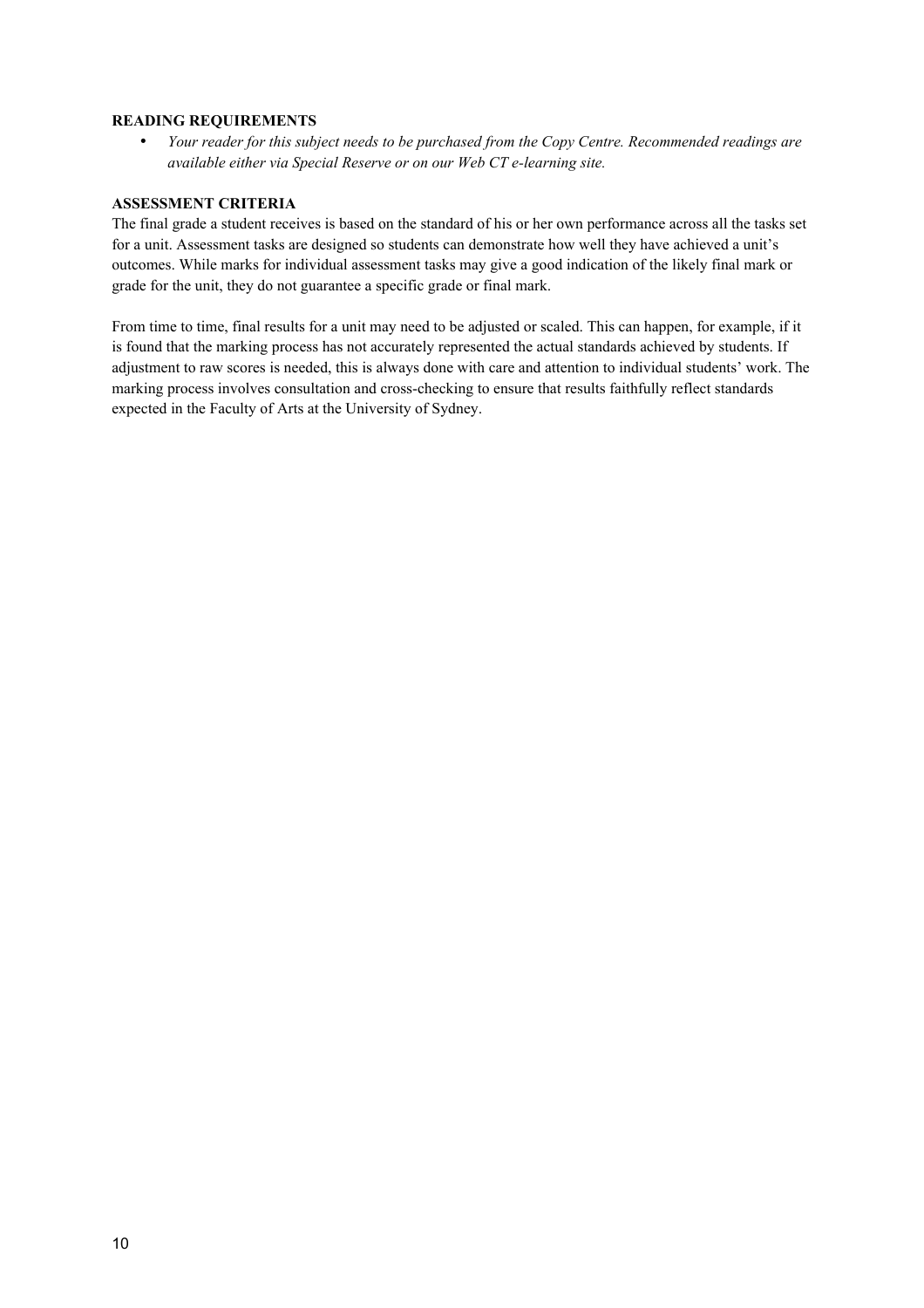**READING REQUIREMENTS**

- *Your reader for this subject needs to be purchased from the Copy Centre. Recommended readings are available either via Special Reserve or on our Web CT e-learning site.*

**ASSESSMENT CRITERIA**

The final grade a student receives is based on the standard of his or her own performance across all the tasks set for a unit. Assessment tasks are designed so students can demonstrate how well they have achieved a unit's outcomes. While marks for individual assessment tasks may give a good indication of the likely final mark or grade for the unit, they do not guarantee a specific grade or final mark.

From time to time, final results for a unit may need to be adjusted or scaled. This can happen, for example, if it is found that the marking process has not accurately represented the actual standards achieved by students. If adjustment to raw scores is needed, this is always done with care and attention to individual students' work. The marking process involves consultation and cross-checking to ensure that results faithfully reflect standards expected in the Faculty of Arts at the University of Sydney.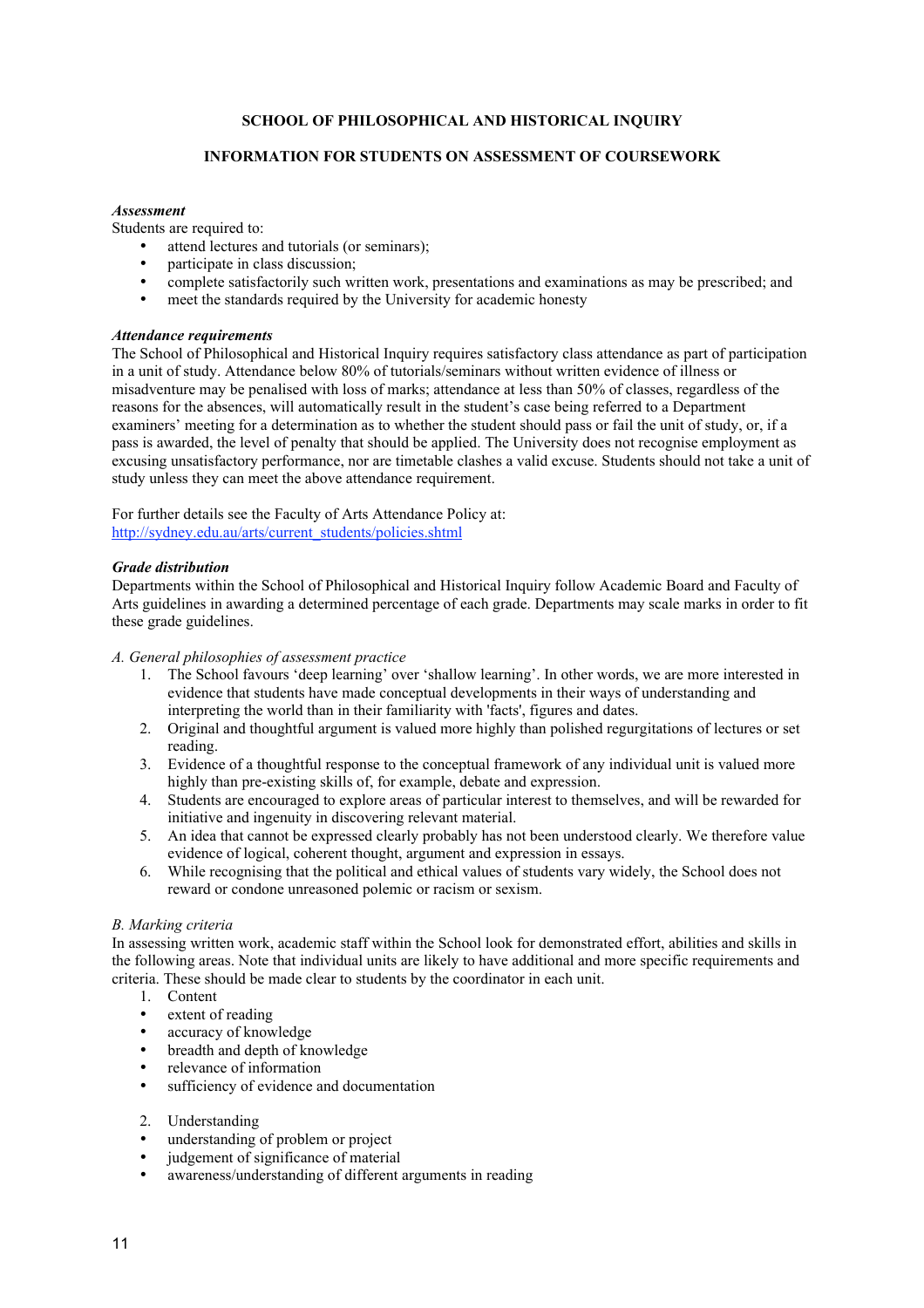**SCHOOL OF PHILOSOPHICAL AND HISTORICAL INQUIRY**

**INFORMATION FOR STUDENTS ON ASSESSMENT OF COURSEWORK**

***Assessment***

Students are required to:

- attend lectures and tutorials (or seminars);
- participate in class discussion;
- complete satisfactorily such written work, presentations and examinations as may be prescribed; and
- meet the standards required by the University for academic honesty

***Attendance requirements***

The School of Philosophical and Historical Inquiry requires satisfactory class attendance as part of participation in a unit of study. Attendance below 80% of tutorials/seminars without written evidence of illness or misadventure may be penalised with loss of marks; attendance at less than 50% of classes, regardless of the reasons for the absences, will automatically result in the student's case being referred to a Department examiners' meeting for a determination as to whether the student should pass or fail the unit of study, or, if a pass is awarded, the level of penalty that should be applied. The University does not recognise employment as excusing unsatisfactory performance, nor are timetable clashes a valid excuse. Students should not take a unit of study unless they can meet the above attendance requirement.

For further details see the Faculty of Arts Attendance Policy at:
[http://sydney.edu.au/arts/current_students/policies.shtml](http://sydney.edu.au/arts/current_students/policies.shtml)

***Grade distribution***

Departments within the School of Philosophical and Historical Inquiry follow Academic Board and Faculty of Arts guidelines in awarding a determined percentage of each grade. Departments may scale marks in order to fit these grade guidelines.

*A. General philosophies of assessment practice*

1. The School favours 'deep learning' over 'shallow learning'. In other words, we are more interested in evidence that students have made conceptual developments in their ways of understanding and interpreting the world than in their familiarity with 'facts', figures and dates.
2. Original and thoughtful argument is valued more highly than polished regurgitations of lectures or set reading.
3. Evidence of a thoughtful response to the conceptual framework of any individual unit is valued more highly than pre-existing skills of, for example, debate and expression.
4. Students are encouraged to explore areas of particular interest to themselves, and will be rewarded for initiative and ingenuity in discovering relevant material.
5. An idea that cannot be expressed clearly probably has not been understood clearly. We therefore value evidence of logical, coherent thought, argument and expression in essays.
6. While recognising that the political and ethical values of students vary widely, the School does not reward or condone unreasoned polemic or racism or sexism.

*B. Marking criteria*

In assessing written work, academic staff within the School look for demonstrated effort, abilities and skills in the following areas. Note that individual units are likely to have additional and more specific requirements and criteria. These should be made clear to students by the coordinator in each unit.

1. Content
   - extent of reading
   - accuracy of knowledge
   - breadth and depth of knowledge
   - relevance of information
   - sufficiency of evidence and documentation

2. Understanding
   - understanding of problem or project
   - judgement of significance of material
   - awareness/understanding of different arguments in reading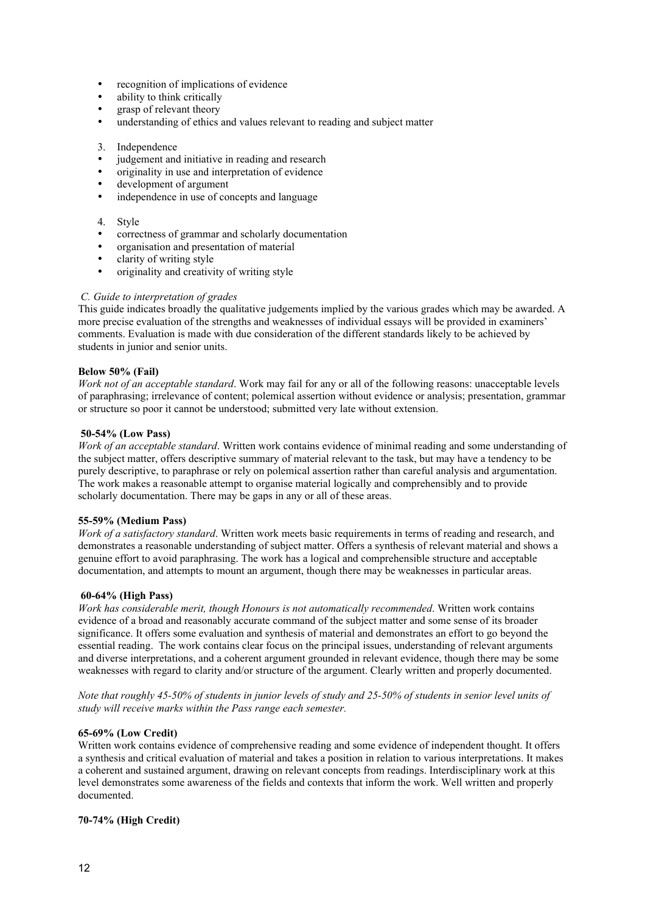- recognition of implications of evidence
- ability to think critically
- grasp of relevant theory
- understanding of ethics and values relevant to reading and subject matter

3. Independence

- judgement and initiative in reading and research
- originality in use and interpretation of evidence
- development of argument
- independence in use of concepts and language

4. Style

- correctness of grammar and scholarly documentation
- organisation and presentation of material
- clarity of writing style
- originality and creativity of writing style

*C. Guide to interpretation of grades*

This guide indicates broadly the qualitative judgements implied by the various grades which may be awarded. A more precise evaluation of the strengths and weaknesses of individual essays will be provided in examiners' comments. Evaluation is made with due consideration of the different standards likely to be achieved by students in junior and senior units.

**Below 50% (Fail)**

*Work not of an acceptable standard*. Work may fail for any or all of the following reasons: unacceptable levels of paraphrasing; irrelevance of content; polemical assertion without evidence or analysis; presentation, grammar or structure so poor it cannot be understood; submitted very late without extension.

**50-54% (Low Pass)**

*Work of an acceptable standard*. Written work contains evidence of minimal reading and some understanding of the subject matter, offers descriptive summary of material relevant to the task, but may have a tendency to be purely descriptive, to paraphrase or rely on polemical assertion rather than careful analysis and argumentation. The work makes a reasonable attempt to organise material logically and comprehensibly and to provide scholarly documentation. There may be gaps in any or all of these areas.

**55-59% (Medium Pass)**

*Work of a satisfactory standard*. Written work meets basic requirements in terms of reading and research, and demonstrates a reasonable understanding of subject matter. Offers a synthesis of relevant material and shows a genuine effort to avoid paraphrasing. The work has a logical and comprehensible structure and acceptable documentation, and attempts to mount an argument, though there may be weaknesses in particular areas.

**60-64% (High Pass)**

*Work has considerable merit, though Honours is not automatically recommended*. Written work contains evidence of a broad and reasonably accurate command of the subject matter and some sense of its broader significance. It offers some evaluation and synthesis of material and demonstrates an effort to go beyond the essential reading. The work contains clear focus on the principal issues, understanding of relevant arguments and diverse interpretations, and a coherent argument grounded in relevant evidence, though there may be some weaknesses with regard to clarity and/or structure of the argument. Clearly written and properly documented.

*Note that roughly 45-50% of students in junior levels of study and 25-50% of students in senior level units of study will receive marks within the Pass range each semester.*

**65-69% (Low Credit)**

Written work contains evidence of comprehensive reading and some evidence of independent thought. It offers a synthesis and critical evaluation of material and takes a position in relation to various interpretations. It makes a coherent and sustained argument, drawing on relevant concepts from readings. Interdisciplinary work at this level demonstrates some awareness of the fields and contexts that inform the work. Well written and properly documented.

**70-74% (High Credit)**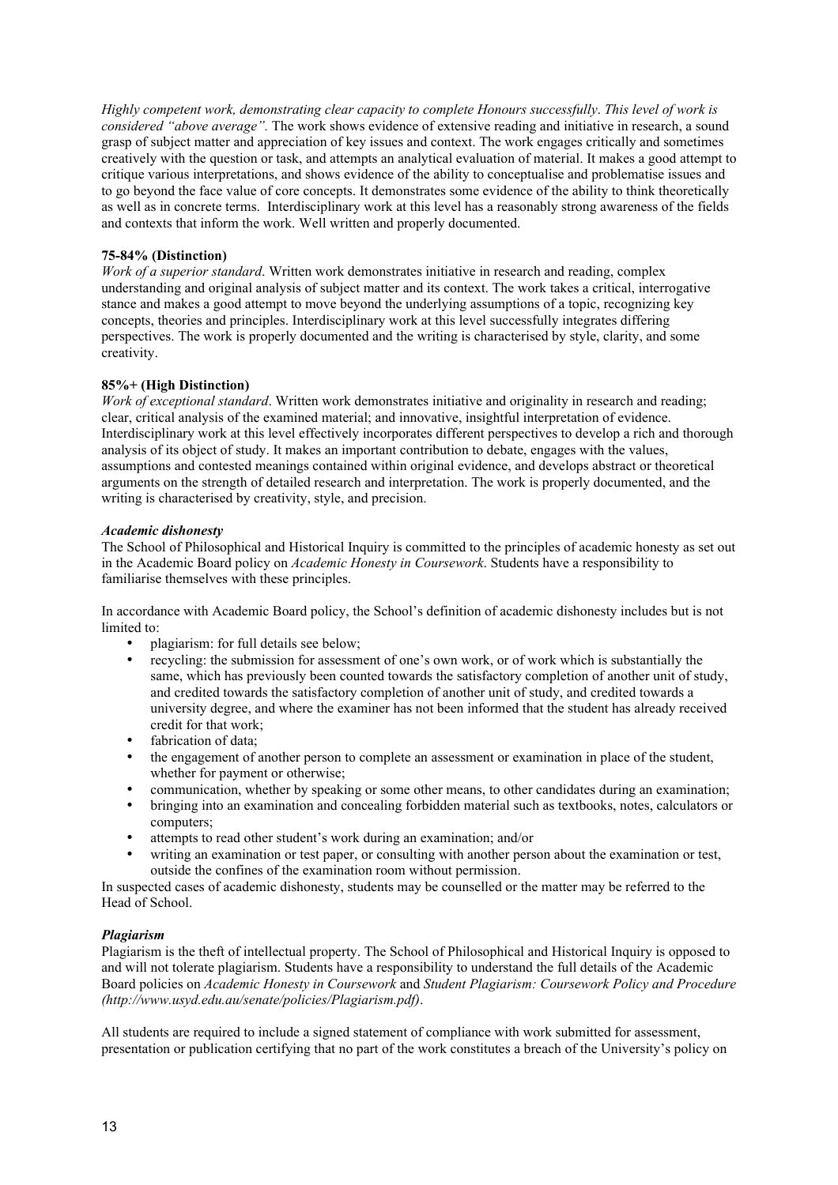*Highly competent work, demonstrating clear capacity to complete Honours successfully*. *This level of work is considered "above average".* The work shows evidence of extensive reading and initiative in research, a sound grasp of subject matter and appreciation of key issues and context. The work engages critically and sometimes creatively with the question or task, and attempts an analytical evaluation of material. It makes a good attempt to critique various interpretations, and shows evidence of the ability to conceptualise and problematise issues and to go beyond the face value of core concepts. It demonstrates some evidence of the ability to think theoretically as well as in concrete terms. Interdisciplinary work at this level has a reasonably strong awareness of the fields and contexts that inform the work. Well written and properly documented.

**75-84% (Distinction)**
*Work of a superior standard*. Written work demonstrates initiative in research and reading, complex understanding and original analysis of subject matter and its context. The work takes a critical, interrogative stance and makes a good attempt to move beyond the underlying assumptions of a topic, recognizing key concepts, theories and principles. Interdisciplinary work at this level successfully integrates differing perspectives. The work is properly documented and the writing is characterised by style, clarity, and some creativity.

**85%+ (High Distinction)**
*Work of exceptional standard*. Written work demonstrates initiative and originality in research and reading; clear, critical analysis of the examined material; and innovative, insightful interpretation of evidence. Interdisciplinary work at this level effectively incorporates different perspectives to develop a rich and thorough analysis of its object of study. It makes an important contribution to debate, engages with the values, assumptions and contested meanings contained within original evidence, and develops abstract or theoretical arguments on the strength of detailed research and interpretation. The work is properly documented, and the writing is characterised by creativity, style, and precision.

***Academic dishonesty***
The School of Philosophical and Historical Inquiry is committed to the principles of academic honesty as set out in the Academic Board policy on *Academic Honesty in Coursework*. Students have a responsibility to familiarise themselves with these principles.

In accordance with Academic Board policy, the School's definition of academic dishonesty includes but is not limited to:

- plagiarism: for full details see below;
- recycling: the submission for assessment of one's own work, or of work which is substantially the same, which has previously been counted towards the satisfactory completion of another unit of study, and credited towards the satisfactory completion of another unit of study, and credited towards a university degree, and where the examiner has not been informed that the student has already received credit for that work;
- fabrication of data;
- the engagement of another person to complete an assessment or examination in place of the student, whether for payment or otherwise;
- communication, whether by speaking or some other means, to other candidates during an examination;
- bringing into an examination and concealing forbidden material such as textbooks, notes, calculators or computers;
- attempts to read other student's work during an examination; and/or
- writing an examination or test paper, or consulting with another person about the examination or test, outside the confines of the examination room without permission.

In suspected cases of academic dishonesty, students may be counselled or the matter may be referred to the Head of School.

***Plagiarism***
Plagiarism is the theft of intellectual property. The School of Philosophical and Historical Inquiry is opposed to and will not tolerate plagiarism. Students have a responsibility to understand the full details of the Academic Board policies on *Academic Honesty in Coursework* and *Student Plagiarism: Coursework Policy and Procedure (http://www.usyd.edu.au/senate/policies/Plagiarism.pdf)*.

All students are required to include a signed statement of compliance with work submitted for assessment, presentation or publication certifying that no part of the work constitutes a breach of the University's policy on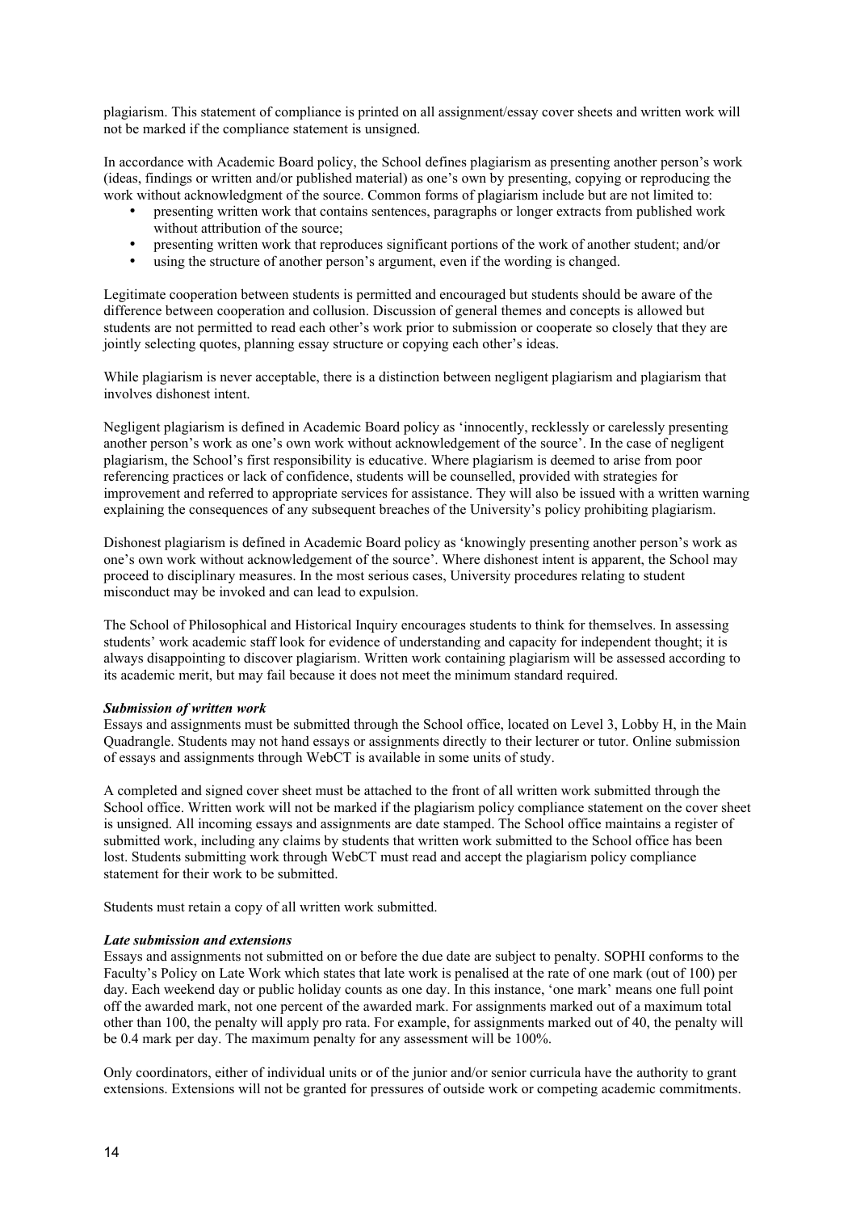plagiarism. This statement of compliance is printed on all assignment/essay cover sheets and written work will not be marked if the compliance statement is unsigned.

In accordance with Academic Board policy, the School defines plagiarism as presenting another person's work (ideas, findings or written and/or published material) as one's own by presenting, copying or reproducing the work without acknowledgment of the source. Common forms of plagiarism include but are not limited to:

- presenting written work that contains sentences, paragraphs or longer extracts from published work without attribution of the source;
- presenting written work that reproduces significant portions of the work of another student; and/or
- using the structure of another person's argument, even if the wording is changed.

Legitimate cooperation between students is permitted and encouraged but students should be aware of the difference between cooperation and collusion. Discussion of general themes and concepts is allowed but students are not permitted to read each other's work prior to submission or cooperate so closely that they are jointly selecting quotes, planning essay structure or copying each other's ideas.

While plagiarism is never acceptable, there is a distinction between negligent plagiarism and plagiarism that involves dishonest intent.

Negligent plagiarism is defined in Academic Board policy as 'innocently, recklessly or carelessly presenting another person's work as one's own work without acknowledgement of the source'. In the case of negligent plagiarism, the School's first responsibility is educative. Where plagiarism is deemed to arise from poor referencing practices or lack of confidence, students will be counselled, provided with strategies for improvement and referred to appropriate services for assistance. They will also be issued with a written warning explaining the consequences of any subsequent breaches of the University's policy prohibiting plagiarism.

Dishonest plagiarism is defined in Academic Board policy as 'knowingly presenting another person's work as one's own work without acknowledgement of the source'. Where dishonest intent is apparent, the School may proceed to disciplinary measures. In the most serious cases, University procedures relating to student misconduct may be invoked and can lead to expulsion.

The School of Philosophical and Historical Inquiry encourages students to think for themselves. In assessing students' work academic staff look for evidence of understanding and capacity for independent thought; it is always disappointing to discover plagiarism. Written work containing plagiarism will be assessed according to its academic merit, but may fail because it does not meet the minimum standard required.

***Submission of written work***

Essays and assignments must be submitted through the School office, located on Level 3, Lobby H, in the Main Quadrangle. Students may not hand essays or assignments directly to their lecturer or tutor. Online submission of essays and assignments through WebCT is available in some units of study.

A completed and signed cover sheet must be attached to the front of all written work submitted through the School office. Written work will not be marked if the plagiarism policy compliance statement on the cover sheet is unsigned. All incoming essays and assignments are date stamped. The School office maintains a register of submitted work, including any claims by students that written work submitted to the School office has been lost. Students submitting work through WebCT must read and accept the plagiarism policy compliance statement for their work to be submitted.

Students must retain a copy of all written work submitted.

***Late submission and extensions***

Essays and assignments not submitted on or before the due date are subject to penalty. SOPHI conforms to the Faculty's Policy on Late Work which states that late work is penalised at the rate of one mark (out of 100) per day. Each weekend day or public holiday counts as one day. In this instance, 'one mark' means one full point off the awarded mark, not one percent of the awarded mark. For assignments marked out of a maximum total other than 100, the penalty will apply pro rata. For example, for assignments marked out of 40, the penalty will be 0.4 mark per day. The maximum penalty for any assessment will be 100%.

Only coordinators, either of individual units or of the junior and/or senior curricula have the authority to grant extensions. Extensions will not be granted for pressures of outside work or competing academic commitments.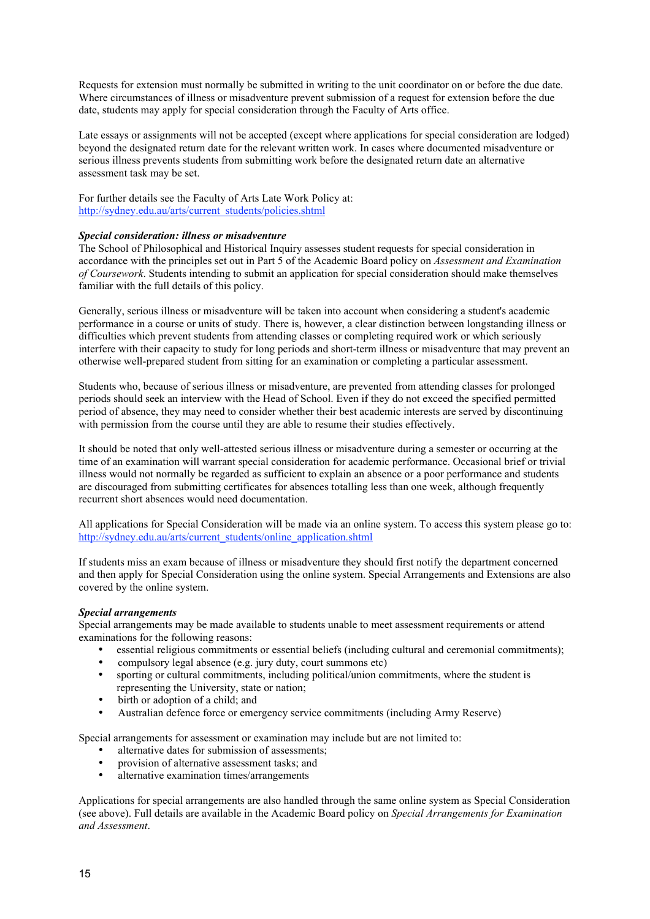Requests for extension must normally be submitted in writing to the unit coordinator on or before the due date. Where circumstances of illness or misadventure prevent submission of a request for extension before the due date, students may apply for special consideration through the Faculty of Arts office.

Late essays or assignments will not be accepted (except where applications for special consideration are lodged) beyond the designated return date for the relevant written work. In cases where documented misadventure or serious illness prevents students from submitting work before the designated return date an alternative assessment task may be set.

For further details see the Faculty of Arts Late Work Policy at:
http://sydney.edu.au/arts/current_students/policies.shtml

***Special consideration: illness or misadventure***

The School of Philosophical and Historical Inquiry assesses student requests for special consideration in accordance with the principles set out in Part 5 of the Academic Board policy on *Assessment and Examination of Coursework*. Students intending to submit an application for special consideration should make themselves familiar with the full details of this policy.

Generally, serious illness or misadventure will be taken into account when considering a student's academic performance in a course or units of study. There is, however, a clear distinction between longstanding illness or difficulties which prevent students from attending classes or completing required work or which seriously interfere with their capacity to study for long periods and short-term illness or misadventure that may prevent an otherwise well-prepared student from sitting for an examination or completing a particular assessment.

Students who, because of serious illness or misadventure, are prevented from attending classes for prolonged periods should seek an interview with the Head of School. Even if they do not exceed the specified permitted period of absence, they may need to consider whether their best academic interests are served by discontinuing with permission from the course until they are able to resume their studies effectively.

It should be noted that only well-attested serious illness or misadventure during a semester or occurring at the time of an examination will warrant special consideration for academic performance. Occasional brief or trivial illness would not normally be regarded as sufficient to explain an absence or a poor performance and students are discouraged from submitting certificates for absences totalling less than one week, although frequently recurrent short absences would need documentation.

All applications for Special Consideration will be made via an online system. To access this system please go to:
http://sydney.edu.au/arts/current_students/online_application.shtml

If students miss an exam because of illness or misadventure they should first notify the department concerned and then apply for Special Consideration using the online system. Special Arrangements and Extensions are also covered by the online system.

***Special arrangements***

Special arrangements may be made available to students unable to meet assessment requirements or attend examinations for the following reasons:

- essential religious commitments or essential beliefs (including cultural and ceremonial commitments);
- compulsory legal absence (e.g. jury duty, court summons etc)
- sporting or cultural commitments, including political/union commitments, where the student is representing the University, state or nation;
- birth or adoption of a child; and
- Australian defence force or emergency service commitments (including Army Reserve)

Special arrangements for assessment or examination may include but are not limited to:

- alternative dates for submission of assessments;
- provision of alternative assessment tasks; and
- alternative examination times/arrangements

Applications for special arrangements are also handled through the same online system as Special Consideration (see above). Full details are available in the Academic Board policy on *Special Arrangements for Examination and Assessment*.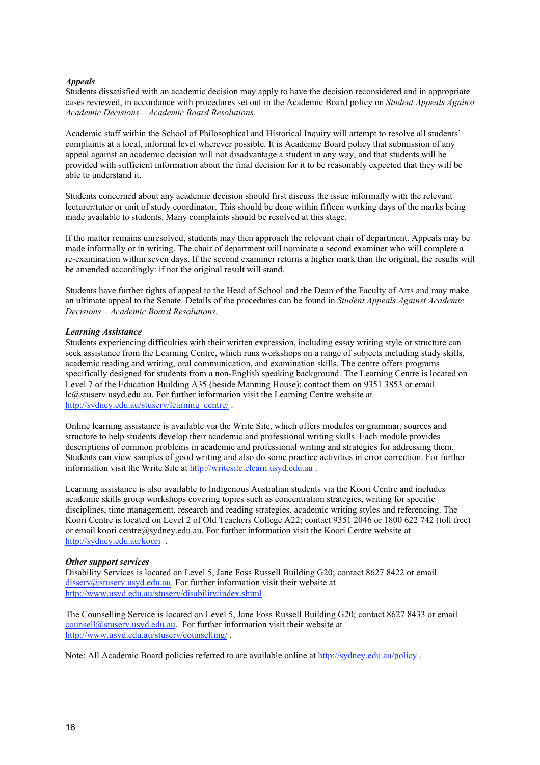***Appeals***

Students dissatisfied with an academic decision may apply to have the decision reconsidered and in appropriate cases reviewed, in accordance with procedures set out in the Academic Board policy on *Student Appeals Against Academic Decisions – Academic Board Resolutions.*

Academic staff within the School of Philosophical and Historical Inquiry will attempt to resolve all students' complaints at a local, informal level wherever possible. It is Academic Board policy that submission of any appeal against an academic decision will not disadvantage a student in any way, and that students will be provided with sufficient information about the final decision for it to be reasonably expected that they will be able to understand it.

Students concerned about any academic decision should first discuss the issue informally with the relevant lecturer/tutor or unit of study coordinator. This should be done within fifteen working days of the marks being made available to students. Many complaints should be resolved at this stage.

If the matter remains unresolved, students may then approach the relevant chair of department. Appeals may be made informally or in writing. The chair of department will nominate a second examiner who will complete a re-examination within seven days. If the second examiner returns a higher mark than the original, the results will be amended accordingly: if not the original result will stand.

Students have further rights of appeal to the Head of School and the Dean of the Faculty of Arts and may make an ultimate appeal to the Senate. Details of the procedures can be found in *Student Appeals Against Academic Decisions – Academic Board Resolutions.*

***Learning Assistance***

Students experiencing difficulties with their written expression, including essay writing style or structure can seek assistance from the Learning Centre, which runs workshops on a range of subjects including study skills, academic reading and writing, oral communication, and examination skills. The centre offers programs specifically designed for students from a non-English speaking background. The Learning Centre is located on Level 7 of the Education Building A35 (beside Manning House); contact them on 9351 3853 or email lc@stuserv.usyd.edu.au. For further information visit the Learning Centre website at http://sydney.edu.au/stuserv/learning_centre/ .

Online learning assistance is available via the Write Site, which offers modules on grammar, sources and structure to help students develop their academic and professional writing skills. Each module provides descriptions of common problems in academic and professional writing and strategies for addressing them. Students can view samples of good writing and also do some practice activities in error correction. For further information visit the Write Site at http://writesite.elearn.usyd.edu.au .

Learning assistance is also available to Indigenous Australian students via the Koori Centre and includes academic skills group workshops covering topics such as concentration strategies, writing for specific disciplines, time management, research and reading strategies, academic writing styles and referencing. The Koori Centre is located on Level 2 of Old Teachers College A22; contact 9351 2046 or 1800 622 742 (toll free) or email koori.centre@sydney.edu.au. For further information visit the Koori Centre website at http://sydney.edu.au/koori .

***Other support services***

Disability Services is located on Level 5, Jane Foss Russell Building G20; contact 8627 8422 or email disserv@stuserv.usyd.edu.au. For further information visit their website at http://www.usyd.edu.au/stuserv/disability/index.shtml .

The Counselling Service is located on Level 5, Jane Foss Russell Building G20; contact 8627 8433 or email counsell@stuserv.usyd.edu.au. For further information visit their website at http://www.usyd.edu.au/stuserv/counselling/ .

Note: All Academic Board policies referred to are available online at http://sydney.edu.au/policy .